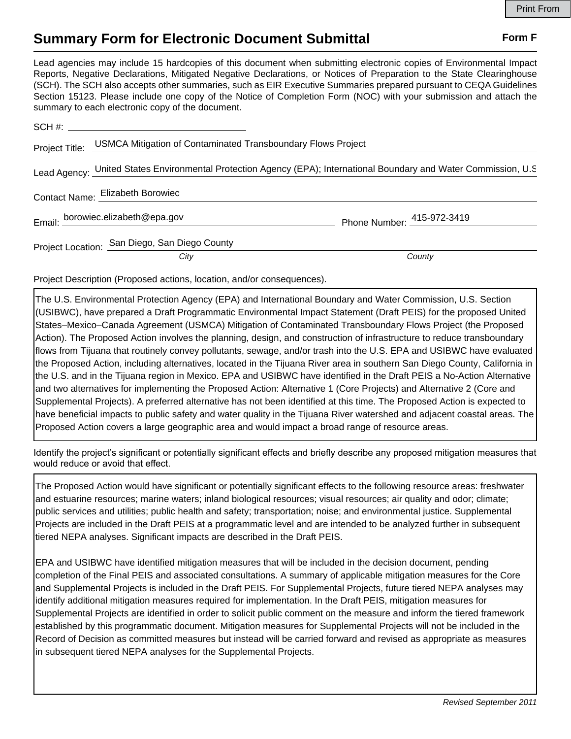Print From

# Summary Form for Electronic Document Submittal

**Form F**

Lead agencies may include 15 hardcopies of this document when submitting electronic copies of Environmental Impact Reports, Negative Declarations, Mitigated Negative Declarations, or Notices of Preparation to the State Clearinghouse (SCH). The SCH also accepts other summaries, such as EIR Executive Summaries prepared pursuant to CEQA Guidelines Section 15123. Please include one copy of the Notice of Completion Form (NOC) with your submission and attach the summary to each electronic copy of the document.

SCH #: 

Project Title: USMCA Mitigation of Contaminated Transboundary Flows Project

Lead Agency: United States Environmental Protection Agency (EPA); International Boundary and Water Commission, U.S

Contact Name: Elizabeth Borowiec

Email: borowiec.elizabeth@epa.gov    Phone Number: 415-972-3419

Project Location: San Diego, San Diego County
*City* *County*

Project Description (Proposed actions, location, and/or consequences).

The U.S. Environmental Protection Agency (EPA) and International Boundary and Water Commission, U.S. Section (USIBWC), have prepared a Draft Programmatic Environmental Impact Statement (Draft PEIS) for the proposed United States–Mexico–Canada Agreement (USMCA) Mitigation of Contaminated Transboundary Flows Project (the Proposed Action). The Proposed Action involves the planning, design, and construction of infrastructure to reduce transboundary flows from Tijuana that routinely convey pollutants, sewage, and/or trash into the U.S. EPA and USIBWC have evaluated the Proposed Action, including alternatives, located in the Tijuana River area in southern San Diego County, California in the U.S. and in the Tijuana region in Mexico. EPA and USIBWC have identified in the Draft PEIS a No-Action Alternative and two alternatives for implementing the Proposed Action: Alternative 1 (Core Projects) and Alternative 2 (Core and Supplemental Projects). A preferred alternative has not been identified at this time. The Proposed Action is expected to have beneficial impacts to public safety and water quality in the Tijuana River watershed and adjacent coastal areas. The Proposed Action covers a large geographic area and would impact a broad range of resource areas.

Identify the project's significant or potentially significant effects and briefly describe any proposed mitigation measures that would reduce or avoid that effect.

The Proposed Action would have significant or potentially significant effects to the following resource areas: freshwater and estuarine resources; marine waters; inland biological resources; visual resources; air quality and odor; climate; public services and utilities; public health and safety; transportation; noise; and environmental justice. Supplemental Projects are included in the Draft PEIS at a programmatic level and are intended to be analyzed further in subsequent tiered NEPA analyses. Significant impacts are described in the Draft PEIS.

EPA and USIBWC have identified mitigation measures that will be included in the decision document, pending completion of the Final PEIS and associated consultations. A summary of applicable mitigation measures for the Core and Supplemental Projects is included in the Draft PEIS. For Supplemental Projects, future tiered NEPA analyses may identify additional mitigation measures required for implementation. In the Draft PEIS, mitigation measures for Supplemental Projects are identified in order to solicit public comment on the measure and inform the tiered framework established by this programmatic document. Mitigation measures for Supplemental Projects will not be included in the Record of Decision as committed measures but instead will be carried forward and revised as appropriate as measures in subsequent tiered NEPA analyses for the Supplemental Projects.

*Revised September 2011*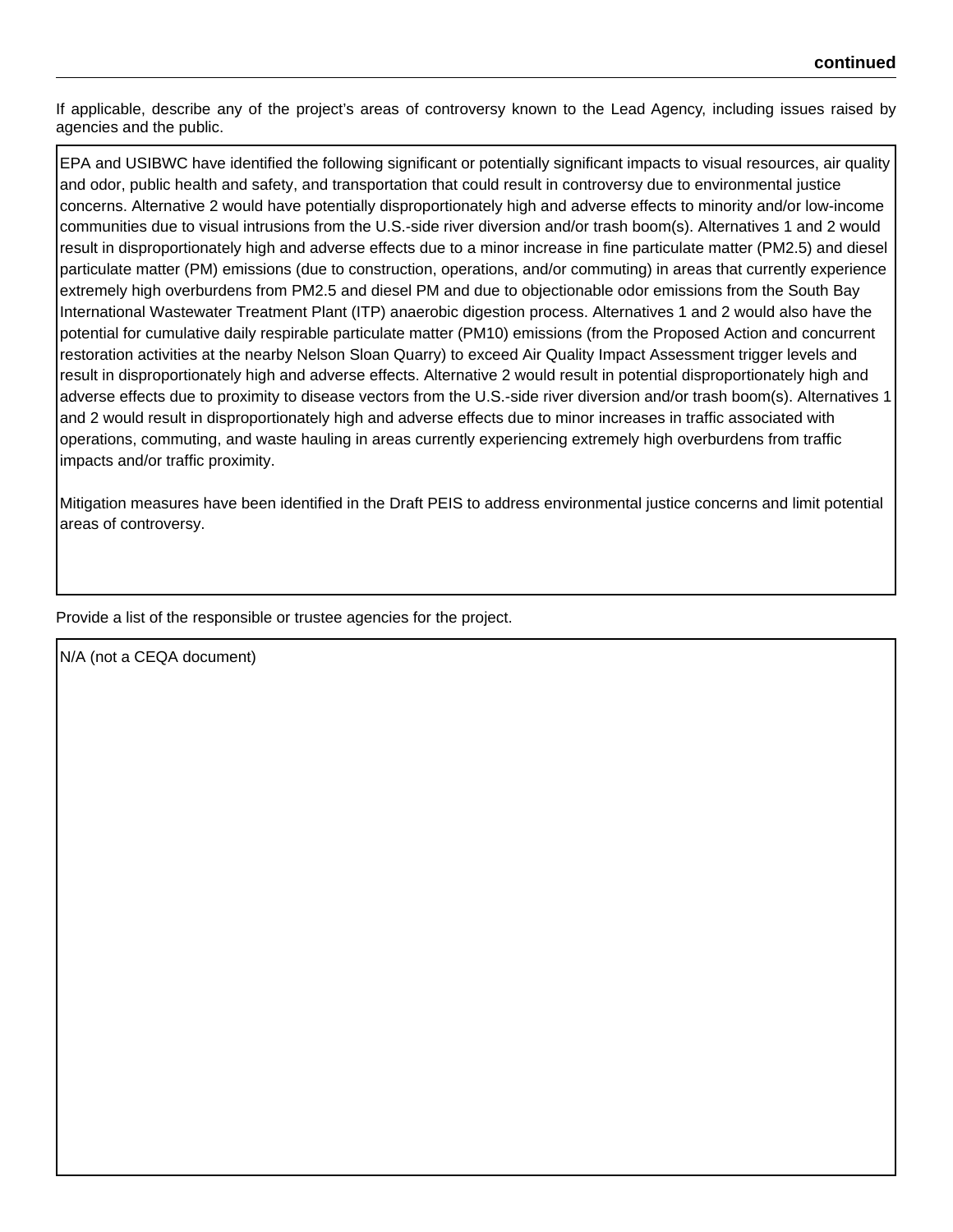**continued**

If applicable, describe any of the project's areas of controversy known to the Lead Agency, including issues raised by agencies and the public.

EPA and USIBWC have identified the following significant or potentially significant impacts to visual resources, air quality and odor, public health and safety, and transportation that could result in controversy due to environmental justice concerns. Alternative 2 would have potentially disproportionately high and adverse effects to minority and/or low-income communities due to visual intrusions from the U.S.-side river diversion and/or trash boom(s). Alternatives 1 and 2 would result in disproportionately high and adverse effects due to a minor increase in fine particulate matter (PM2.5) and diesel particulate matter (PM) emissions (due to construction, operations, and/or commuting) in areas that currently experience extremely high overburdens from PM2.5 and diesel PM and due to objectionable odor emissions from the South Bay International Wastewater Treatment Plant (ITP) anaerobic digestion process. Alternatives 1 and 2 would also have the potential for cumulative daily respirable particulate matter (PM10) emissions (from the Proposed Action and concurrent restoration activities at the nearby Nelson Sloan Quarry) to exceed Air Quality Impact Assessment trigger levels and result in disproportionately high and adverse effects. Alternative 2 would result in potential disproportionately high and adverse effects due to proximity to disease vectors from the U.S.-side river diversion and/or trash boom(s). Alternatives 1 and 2 would result in disproportionately high and adverse effects due to minor increases in traffic associated with operations, commuting, and waste hauling in areas currently experiencing extremely high overburdens from traffic impacts and/or traffic proximity.

Mitigation measures have been identified in the Draft PEIS to address environmental justice concerns and limit potential areas of controversy.

Provide a list of the responsible or trustee agencies for the project.

N/A (not a CEQA document)